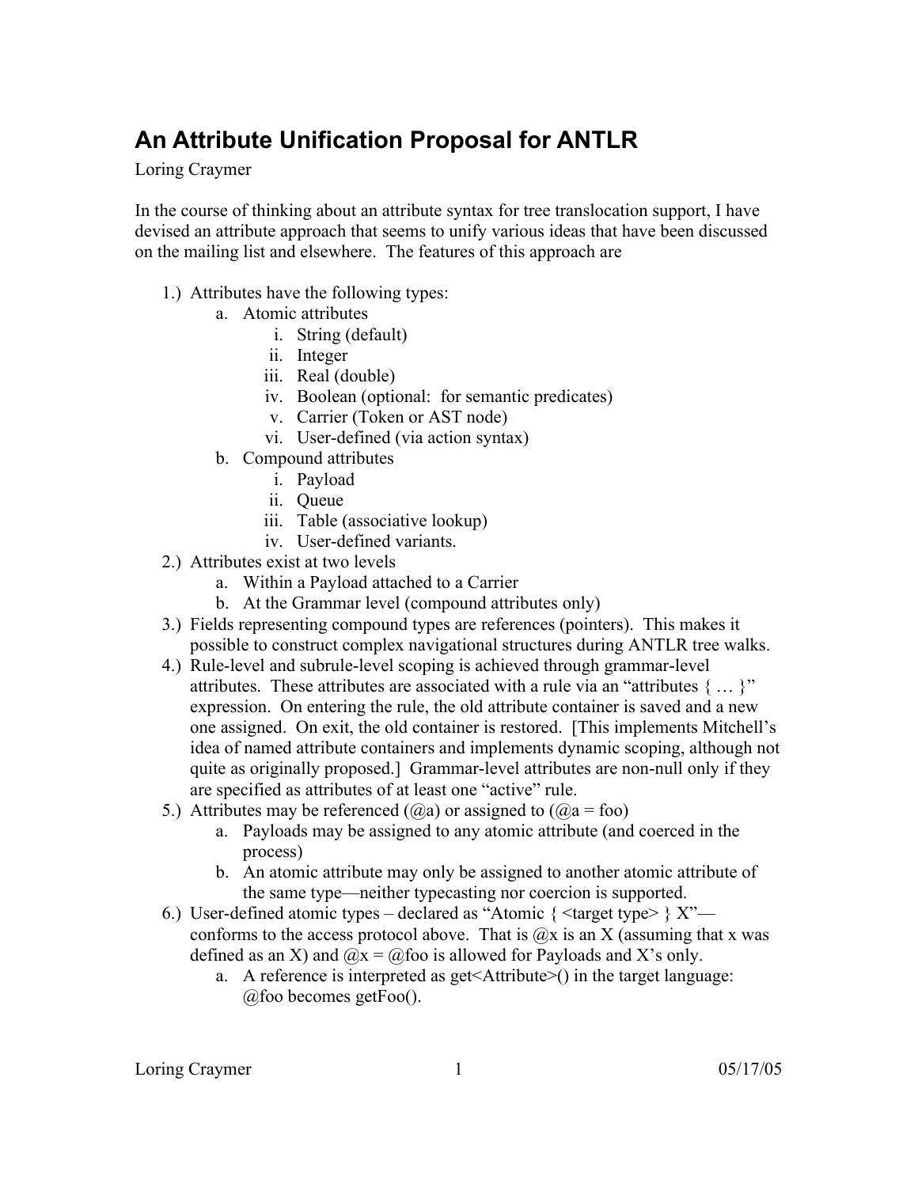# An Attribute Unification Proposal for ANTLR

Loring Craymer

In the course of thinking about an attribute syntax for tree translocation support, I have devised an attribute approach that seems to unify various ideas that have been discussed on the mailing list and elsewhere. The features of this approach are

1.) Attributes have the following types:
    a. Atomic attributes
        i. String (default)
        ii. Integer
        iii. Real (double)
        iv. Boolean (optional: for semantic predicates)
        v. Carrier (Token or AST node)
        vi. User-defined (via action syntax)
    b. Compound attributes
        i. Payload
        ii. Queue
        iii. Table (associative lookup)
        iv. User-defined variants.
2.) Attributes exist at two levels
    a. Within a Payload attached to a Carrier
    b. At the Grammar level (compound attributes only)
3.) Fields representing compound types are references (pointers). This makes it possible to construct complex navigational structures during ANTLR tree walks.
4.) Rule-level and subrule-level scoping is achieved through grammar-level attributes. These attributes are associated with a rule via an "attributes { … }" expression. On entering the rule, the old attribute container is saved and a new one assigned. On exit, the old container is restored. [This implements Mitchell's idea of named attribute containers and implements dynamic scoping, although not quite as originally proposed.] Grammar-level attributes are non-null only if they are specified as attributes of at least one "active" rule.
5.) Attributes may be referenced (@a) or assigned to (@a = foo)
    a. Payloads may be assigned to any atomic attribute (and coerced in the process)
    b. An atomic attribute may only be assigned to another atomic attribute of the same type—neither typecasting nor coercion is supported.
6.) User-defined atomic types – declared as "Atomic { <target type> } X"—conforms to the access protocol above. That is @x is an X (assuming that x was defined as an X) and @x = @foo is allowed for Payloads and X's only.
    a. A reference is interpreted as get<Attribute>() in the target language: @foo becomes getFoo().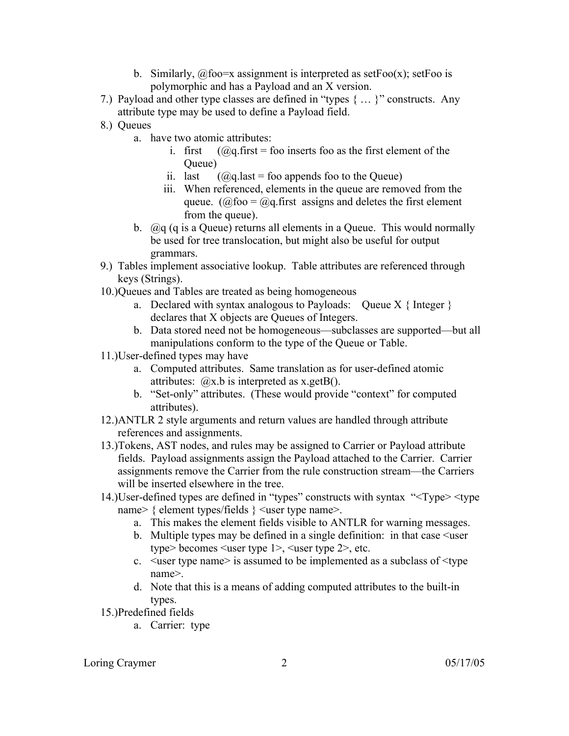b. Similarly, @foo=x assignment is interpreted as setFoo(x); setFoo is polymorphic and has a Payload and an X version.

7.) Payload and other type classes are defined in "types { … }" constructs. Any attribute type may be used to define a Payload field.

8.) Queues
   a. have two atomic attributes:
      i. first (@q.first = foo inserts foo as the first element of the Queue)
      ii. last (@q.last = foo appends foo to the Queue)
      iii. When referenced, elements in the queue are removed from the queue. (@foo = @q.first assigns and deletes the first element from the queue).
   b. @q (q is a Queue) returns all elements in a Queue. This would normally be used for tree translocation, but might also be useful for output grammars.

9.) Tables implement associative lookup. Table attributes are referenced through keys (Strings).

10.) Queues and Tables are treated as being homogeneous
   a. Declared with syntax analogous to Payloads: Queue X { Integer } declares that X objects are Queues of Integers.
   b. Data stored need not be homogeneous—subclasses are supported—but all manipulations conform to the type of the Queue or Table.

11.) User-defined types may have
   a. Computed attributes. Same translation as for user-defined atomic attributes: @x.b is interpreted as x.getB().
   b. "Set-only" attributes. (These would provide "context" for computed attributes).

12.) ANTLR 2 style arguments and return values are handled through attribute references and assignments.

13.) Tokens, AST nodes, and rules may be assigned to Carrier or Payload attribute fields. Payload assignments assign the Payload attached to the Carrier. Carrier assignments remove the Carrier from the rule construction stream—the Carriers will be inserted elsewhere in the tree.

14.) User-defined types are defined in "types" constructs with syntax "<Type> <type name> { element types/fields } <user type name>.
   a. This makes the element fields visible to ANTLR for warning messages.
   b. Multiple types may be defined in a single definition: in that case <user type> becomes <user type 1>, <user type 2>, etc.
   c. <user type name> is assumed to be implemented as a subclass of <type name>.
   d. Note that this is a means of adding computed attributes to the built-in types.

15.) Predefined fields
   a. Carrier: type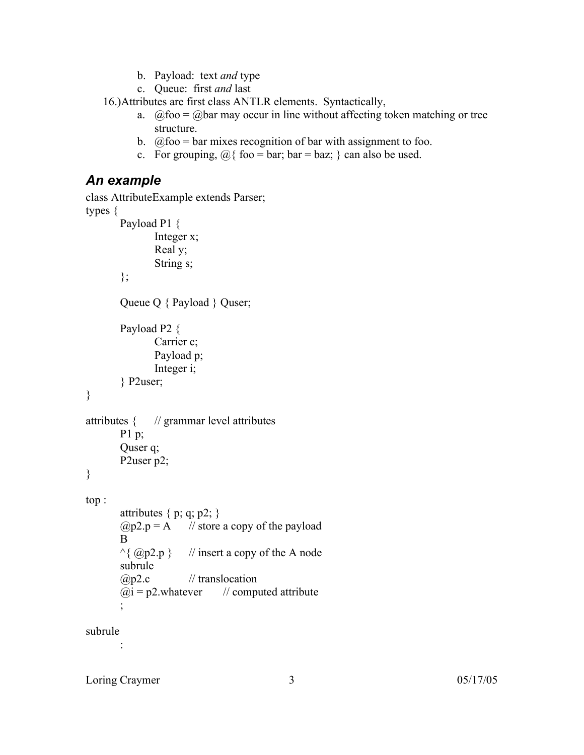b. Payload: text *and* type
   c. Queue: first *and* last

16.) Attributes are first class ANTLR elements. Syntactically,
   a. @foo = @bar may occur in line without affecting token matching or tree structure.
   b. @foo = bar mixes recognition of bar with assignment to foo.
   c. For grouping, @{ foo = bar; bar = baz; } can also be used.

## An example

```
class AttributeExample extends Parser;
types {
        Payload P1 {
                Integer x;
                Real y;
                String s;
        };

        Queue Q { Payload } Quser;

        Payload P2 {
                Carrier c;
                Payload p;
                Integer i;
        } P2user;
}

attributes {    // grammar level attributes
        P1 p;
        Quser q;
        P2user p2;
}

top :
        attributes { p; q; p2; }
        @p2.p = A       // store a copy of the payload
        B
        ^{ @p2.p }      // insert a copy of the A node
        subrule
        @p2.c           // translocation
        @i = p2.whatever        // computed attribute
        ;

subrule
        :
```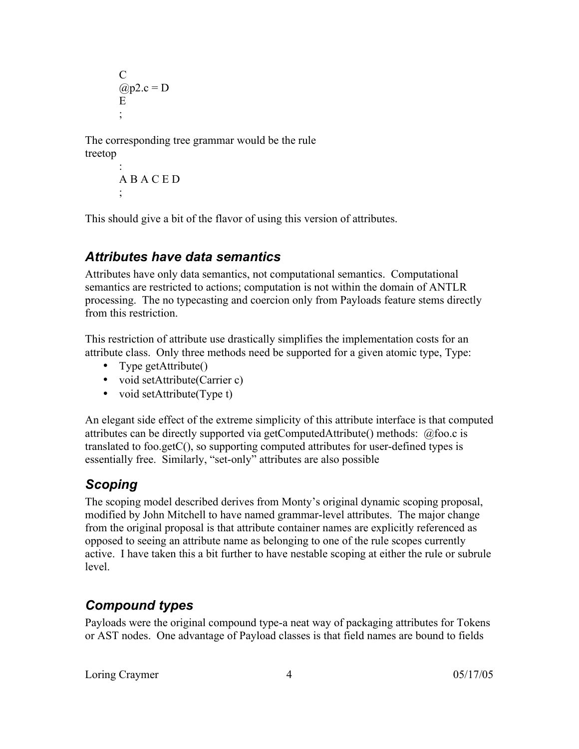```
        C
        @p2.c = D
        E
        ;
```

The corresponding tree grammar would be the rule

```
treetop
        :
        A B A C E D
        ;
```

This should give a bit of the flavor of using this version of attributes.

## *Attributes have data semantics*

Attributes have only data semantics, not computational semantics. Computational semantics are restricted to actions; computation is not within the domain of ANTLR processing. The no typecasting and coercion only from Payloads feature stems directly from this restriction.

This restriction of attribute use drastically simplifies the implementation costs for an attribute class. Only three methods need be supported for a given atomic type, Type:

- Type getAttribute()
- void setAttribute(Carrier c)
- void setAttribute(Type t)

An elegant side effect of the extreme simplicity of this attribute interface is that computed attributes can be directly supported via getComputedAttribute() methods: @foo.c is translated to foo.getC(), so supporting computed attributes for user-defined types is essentially free. Similarly, "set-only" attributes are also possible

## *Scoping*

The scoping model described derives from Monty's original dynamic scoping proposal, modified by John Mitchell to have named grammar-level attributes. The major change from the original proposal is that attribute container names are explicitly referenced as opposed to seeing an attribute name as belonging to one of the rule scopes currently active. I have taken this a bit further to have nestable scoping at either the rule or subrule level.

## *Compound types*

Payloads were the original compound type-a neat way of packaging attributes for Tokens or AST nodes. One advantage of Payload classes is that field names are bound to fields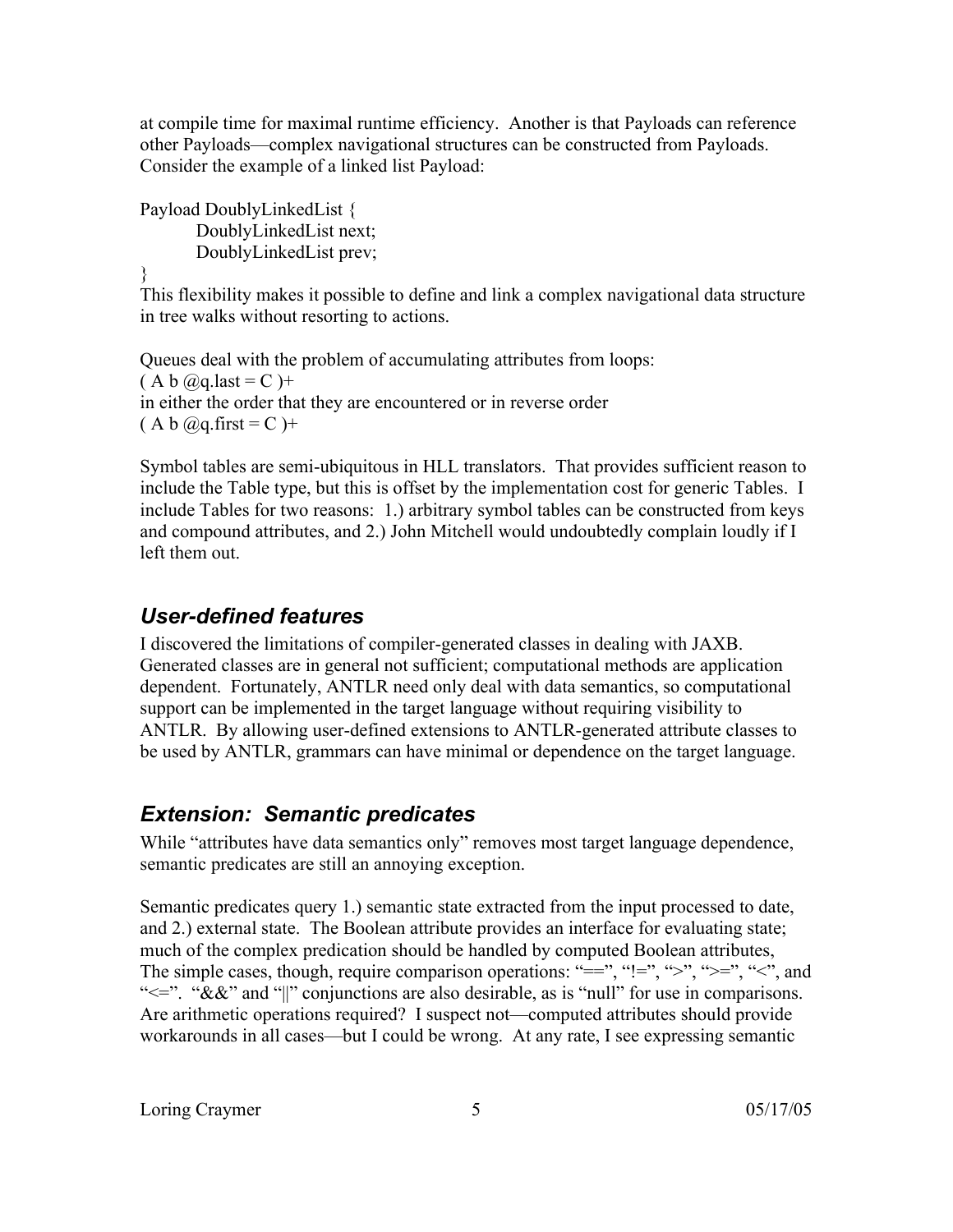at compile time for maximal runtime efficiency. Another is that Payloads can reference other Payloads—complex navigational structures can be constructed from Payloads. Consider the example of a linked list Payload:

```
Payload DoublyLinkedList {
        DoublyLinkedList next;
        DoublyLinkedList prev;
}
```

This flexibility makes it possible to define and link a complex navigational data structure in tree walks without resorting to actions.

Queues deal with the problem of accumulating attributes from loops:
( A b @q.last = C )+
in either the order that they are encountered or in reverse order
( A b @q.first = C )+

Symbol tables are semi-ubiquitous in HLL translators. That provides sufficient reason to include the Table type, but this is offset by the implementation cost for generic Tables. I include Tables for two reasons: 1.) arbitrary symbol tables can be constructed from keys and compound attributes, and 2.) John Mitchell would undoubtedly complain loudly if I left them out.

## *User-defined features*

I discovered the limitations of compiler-generated classes in dealing with JAXB. Generated classes are in general not sufficient; computational methods are application dependent. Fortunately, ANTLR need only deal with data semantics, so computational support can be implemented in the target language without requiring visibility to ANTLR. By allowing user-defined extensions to ANTLR-generated attribute classes to be used by ANTLR, grammars can have minimal or dependence on the target language.

## *Extension: Semantic predicates*

While "attributes have data semantics only" removes most target language dependence, semantic predicates are still an annoying exception.

Semantic predicates query 1.) semantic state extracted from the input processed to date, and 2.) external state. The Boolean attribute provides an interface for evaluating state; much of the complex predication should be handled by computed Boolean attributes, The simple cases, though, require comparison operations: "==", "!=", ">", ">=", "<", and "<=". "&&" and "||" conjunctions are also desirable, as is "null" for use in comparisons. Are arithmetic operations required? I suspect not—computed attributes should provide workarounds in all cases—but I could be wrong. At any rate, I see expressing semantic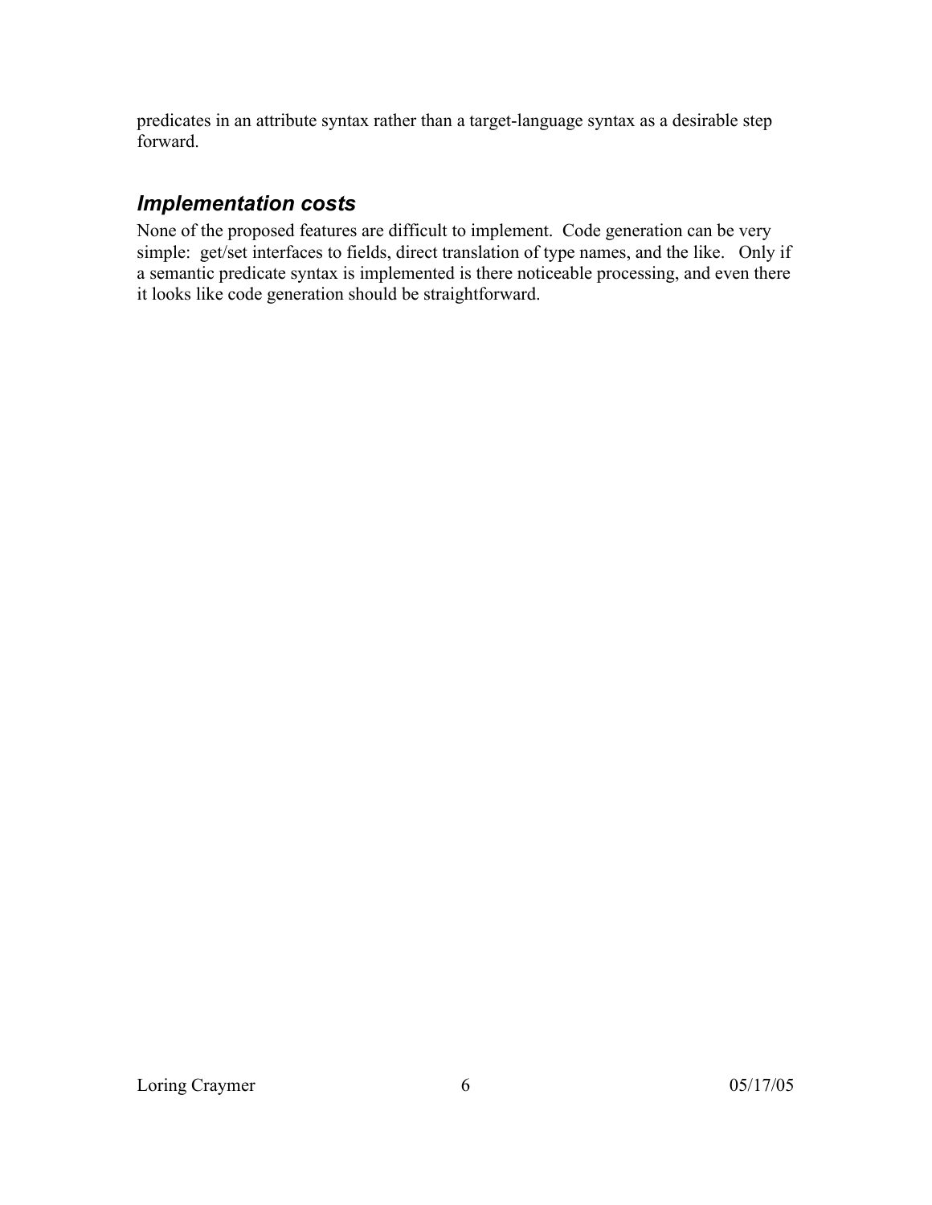predicates in an attribute syntax rather than a target-language syntax as a desirable step forward.

## *Implementation costs*

None of the proposed features are difficult to implement. Code generation can be very simple: get/set interfaces to fields, direct translation of type names, and the like. Only if a semantic predicate syntax is implemented is there noticeable processing, and even there it looks like code generation should be straightforward.